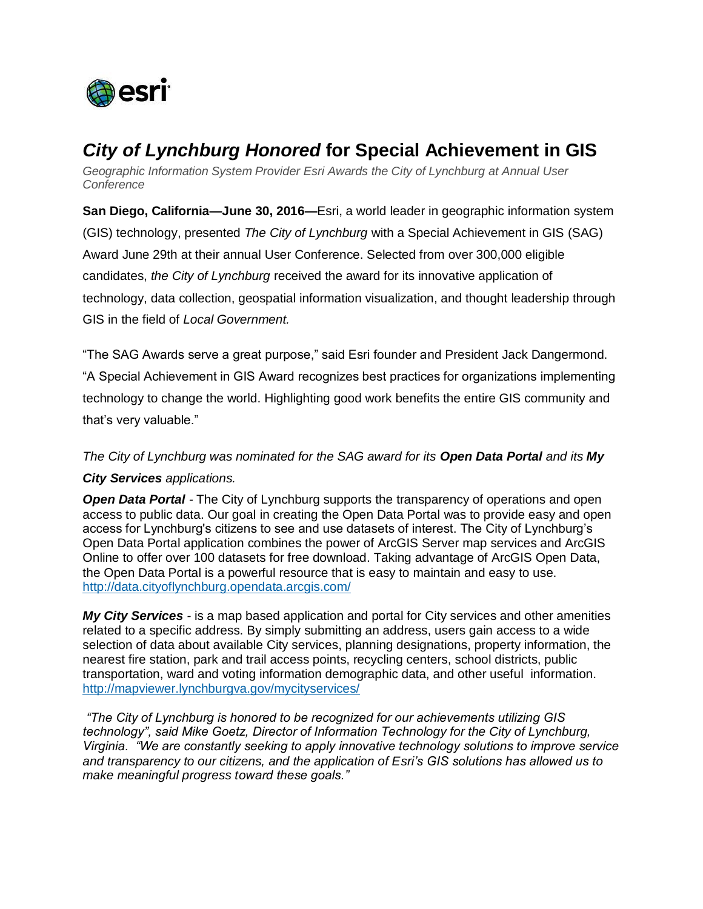# *City of Lynchburg Honored* for Special Achievement in GIS

*Geographic Information System Provider Esri Awards the City of Lynchburg at Annual User Conference*

**San Diego, California—June 30, 2016—**Esri, a world leader in geographic information system (GIS) technology, presented *The City of Lynchburg* with a Special Achievement in GIS (SAG) Award June 29th at their annual User Conference. Selected from over 300,000 eligible candidates, *the City of Lynchburg* received the award for its innovative application of technology, data collection, geospatial information visualization, and thought leadership through GIS in the field of *Local Government.*

"The SAG Awards serve a great purpose," said Esri founder and President Jack Dangermond. "A Special Achievement in GIS Award recognizes best practices for organizations implementing technology to change the world. Highlighting good work benefits the entire GIS community and that's very valuable."

*The City of Lynchburg was nominated for the SAG award for its* ***Open Data Portal*** *and its* ***My City Services*** *applications.*

***Open Data Portal*** - The City of Lynchburg supports the transparency of operations and open access to public data. Our goal in creating the Open Data Portal was to provide easy and open access for Lynchburg's citizens to see and use datasets of interest. The City of Lynchburg's Open Data Portal application combines the power of ArcGIS Server map services and ArcGIS Online to offer over 100 datasets for free download. Taking advantage of ArcGIS Open Data, the Open Data Portal is a powerful resource that is easy to maintain and easy to use. http://data.cityoflynchburg.opendata.arcgis.com/

***My City Services*** - is a map based application and portal for City services and other amenities related to a specific address. By simply submitting an address, users gain access to a wide selection of data about available City services, planning designations, property information, the nearest fire station, park and trail access points, recycling centers, school districts, public transportation, ward and voting information demographic data, and other useful information. http://mapviewer.lynchburgva.gov/mycityservices/

*"The City of Lynchburg is honored to be recognized for our achievements utilizing GIS technology", said Mike Goetz, Director of Information Technology for the City of Lynchburg, Virginia. "We are constantly seeking to apply innovative technology solutions to improve service and transparency to our citizens, and the application of Esri's GIS solutions has allowed us to make meaningful progress toward these goals."*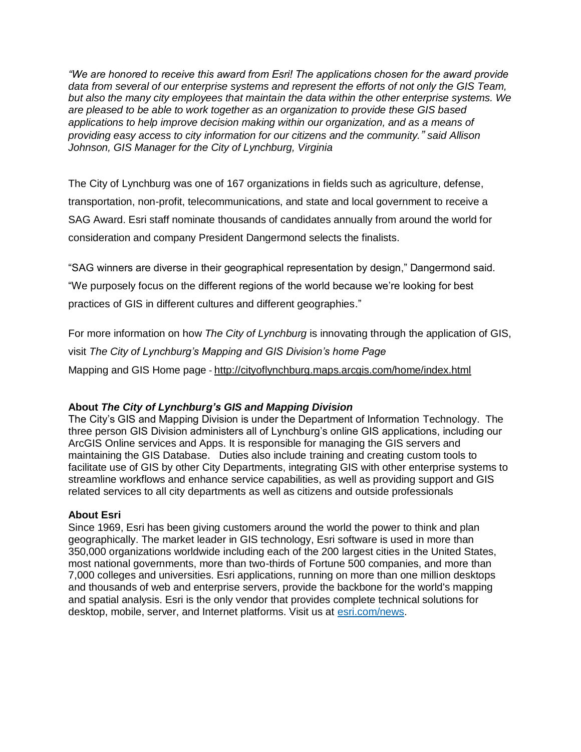*"We are honored to receive this award from Esri! The applications chosen for the award provide data from several of our enterprise systems and represent the efforts of not only the GIS Team, but also the many city employees that maintain the data within the other enterprise systems. We are pleased to be able to work together as an organization to provide these GIS based applications to help improve decision making within our organization, and as a means of providing easy access to city information for our citizens and the community." said Allison Johnson, GIS Manager for the City of Lynchburg, Virginia*

The City of Lynchburg was one of 167 organizations in fields such as agriculture, defense, transportation, non-profit, telecommunications, and state and local government to receive a SAG Award. Esri staff nominate thousands of candidates annually from around the world for consideration and company President Dangermond selects the finalists.

"SAG winners are diverse in their geographical representation by design," Dangermond said. "We purposely focus on the different regions of the world because we're looking for best practices of GIS in different cultures and different geographies."

For more information on how *The City of Lynchburg* is innovating through the application of GIS, visit *The City of Lynchburg's Mapping and GIS Division's home Page*
Mapping and GIS Home page - http://cityoflynchburg.maps.arcgis.com/home/index.html

**About *The City of Lynchburg's GIS and Mapping Division***
The City's GIS and Mapping Division is under the Department of Information Technology. The three person GIS Division administers all of Lynchburg's online GIS applications, including our ArcGIS Online services and Apps. It is responsible for managing the GIS servers and maintaining the GIS Database. Duties also include training and creating custom tools to facilitate use of GIS by other City Departments, integrating GIS with other enterprise systems to streamline workflows and enhance service capabilities, as well as providing support and GIS related services to all city departments as well as citizens and outside professionals

**About Esri**
Since 1969, Esri has been giving customers around the world the power to think and plan geographically. The market leader in GIS technology, Esri software is used in more than 350,000 organizations worldwide including each of the 200 largest cities in the United States, most national governments, more than two-thirds of Fortune 500 companies, and more than 7,000 colleges and universities. Esri applications, running on more than one million desktops and thousands of web and enterprise servers, provide the backbone for the world's mapping and spatial analysis. Esri is the only vendor that provides complete technical solutions for desktop, mobile, server, and Internet platforms. Visit us at esri.com/news.